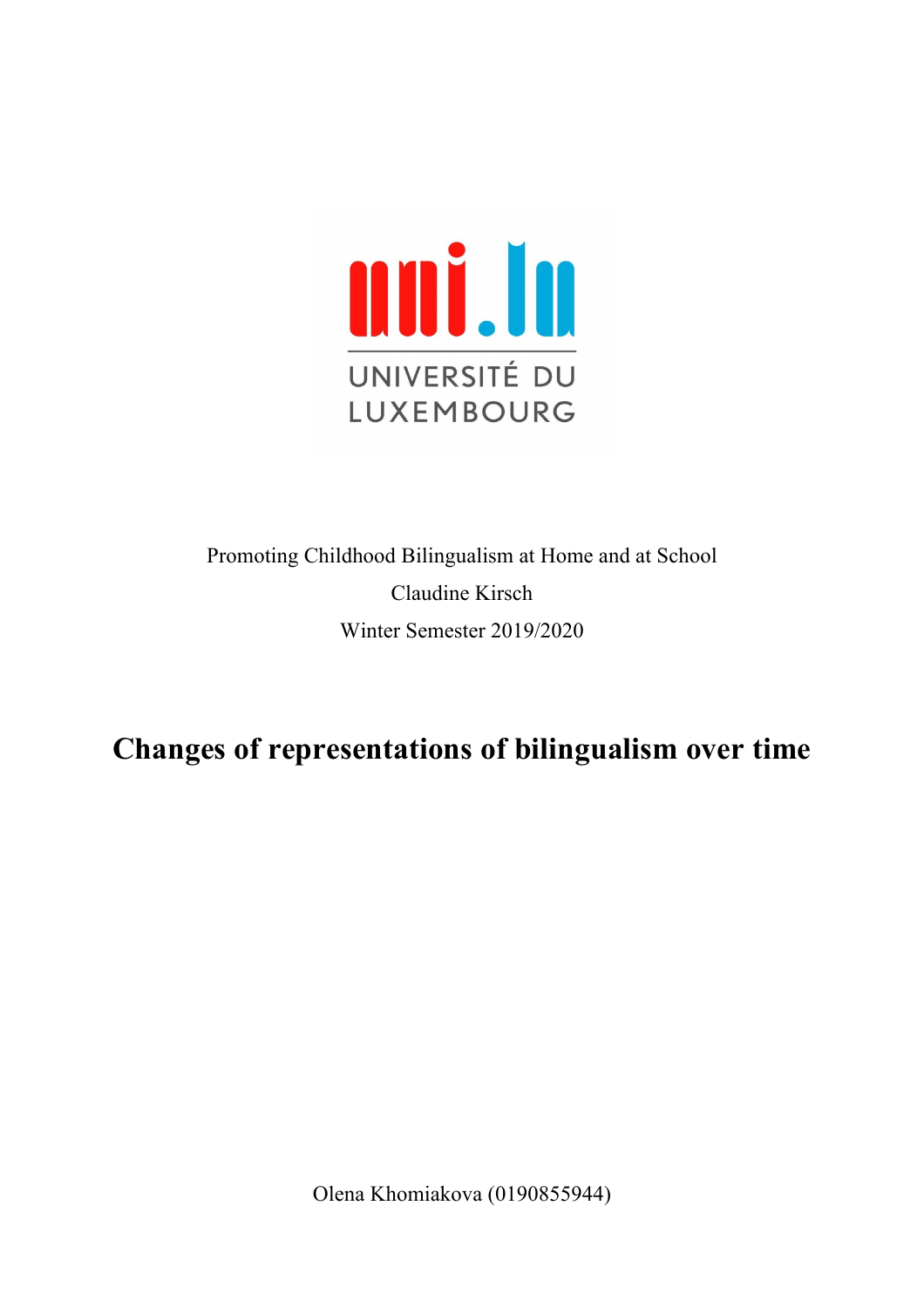UNIVERSITÉ DU LUXEMBOURG

Promoting Childhood Bilingualism at Home and at School

Claudine Kirsch

Winter Semester 2019/2020

# Changes of representations of bilingualism over time

Olena Khomiakova (0190855944)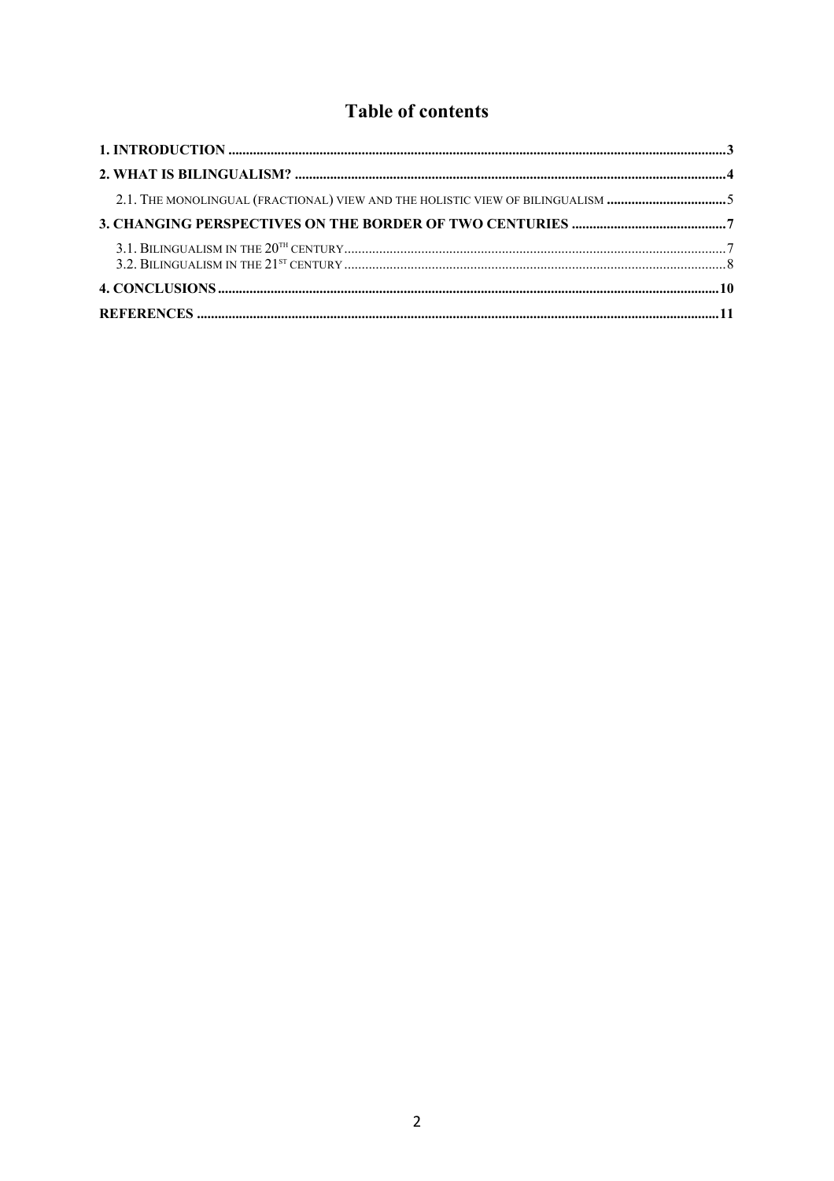# Table of contents

**1. INTRODUCTION** ........................................................................ **3**

**2. WHAT IS BILINGUALISM?** ........................................................................ **4**

2.1. THE MONOLINGUAL (FRACTIONAL) VIEW AND THE HOLISTIC VIEW OF BILINGUALISM ........................................................................ 5

**3. CHANGING PERSPECTIVES ON THE BORDER OF TWO CENTURIES** ........................................................................ **7**

3.1. BILINGUALISM IN THE 20TH CENTURY ........................................................................ 7

3.2. BILINGUALISM IN THE 21ST CENTURY ........................................................................ 8

**4. CONCLUSIONS** ........................................................................ **10**

**REFERENCES** ........................................................................ **11**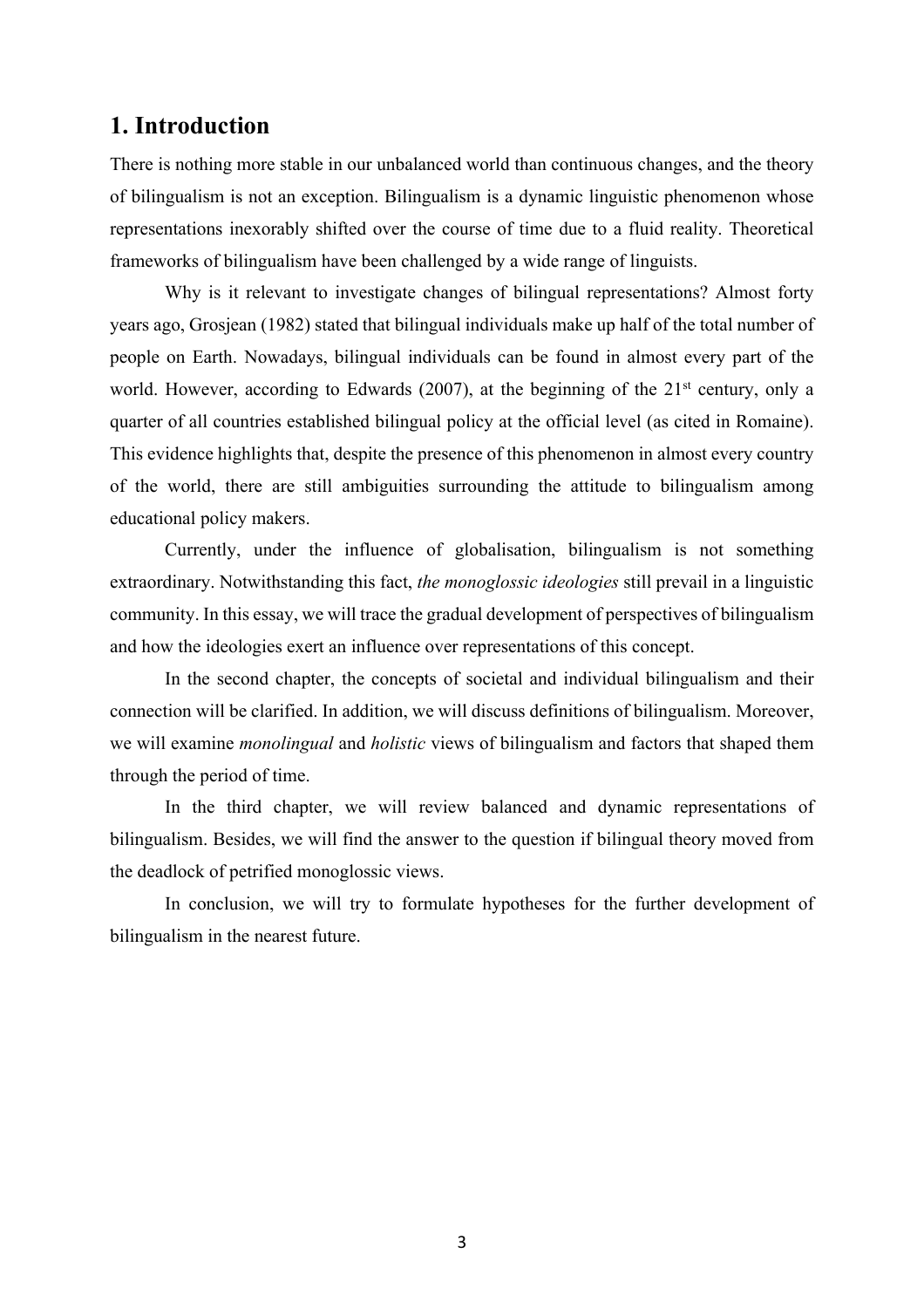# 1. Introduction

There is nothing more stable in our unbalanced world than continuous changes, and the theory of bilingualism is not an exception. Bilingualism is a dynamic linguistic phenomenon whose representations inexorably shifted over the course of time due to a fluid reality. Theoretical frameworks of bilingualism have been challenged by a wide range of linguists.

Why is it relevant to investigate changes of bilingual representations? Almost forty years ago, Grosjean (1982) stated that bilingual individuals make up half of the total number of people on Earth. Nowadays, bilingual individuals can be found in almost every part of the world. However, according to Edwards (2007), at the beginning of the 21st century, only a quarter of all countries established bilingual policy at the official level (as cited in Romaine). This evidence highlights that, despite the presence of this phenomenon in almost every country of the world, there are still ambiguities surrounding the attitude to bilingualism among educational policy makers.

Currently, under the influence of globalisation, bilingualism is not something extraordinary. Notwithstanding this fact, *the monoglossic ideologies* still prevail in a linguistic community. In this essay, we will trace the gradual development of perspectives of bilingualism and how the ideologies exert an influence over representations of this concept.

In the second chapter, the concepts of societal and individual bilingualism and their connection will be clarified. In addition, we will discuss definitions of bilingualism. Moreover, we will examine *monolingual* and *holistic* views of bilingualism and factors that shaped them through the period of time.

In the third chapter, we will review balanced and dynamic representations of bilingualism. Besides, we will find the answer to the question if bilingual theory moved from the deadlock of petrified monoglossic views.

In conclusion, we will try to formulate hypotheses for the further development of bilingualism in the nearest future.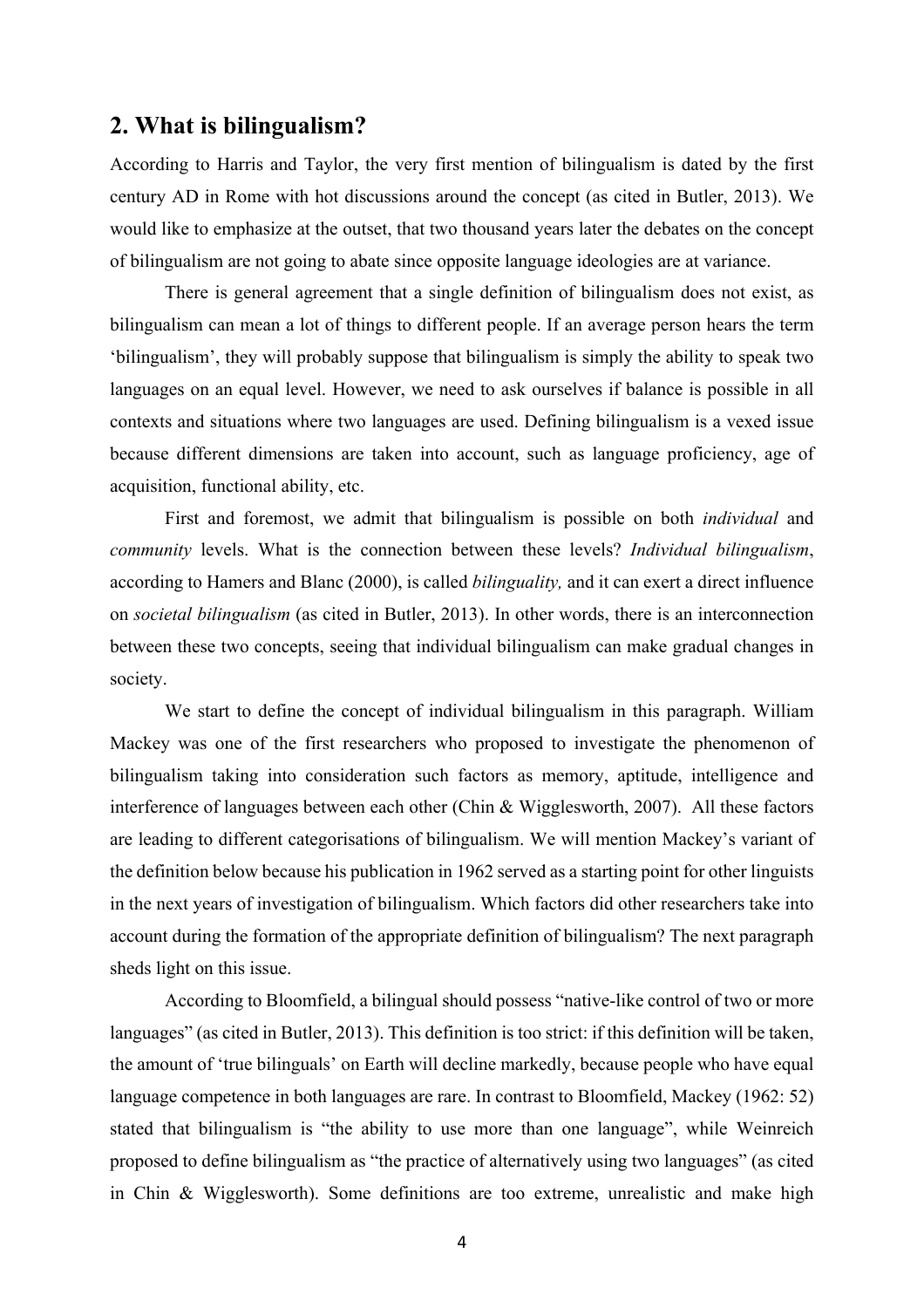## 2. What is bilingualism?

According to Harris and Taylor, the very first mention of bilingualism is dated by the first century AD in Rome with hot discussions around the concept (as cited in Butler, 2013). We would like to emphasize at the outset, that two thousand years later the debates on the concept of bilingualism are not going to abate since opposite language ideologies are at variance.

There is general agreement that a single definition of bilingualism does not exist, as bilingualism can mean a lot of things to different people. If an average person hears the term 'bilingualism', they will probably suppose that bilingualism is simply the ability to speak two languages on an equal level. However, we need to ask ourselves if balance is possible in all contexts and situations where two languages are used. Defining bilingualism is a vexed issue because different dimensions are taken into account, such as language proficiency, age of acquisition, functional ability, etc.

First and foremost, we admit that bilingualism is possible on both *individual* and *community* levels. What is the connection between these levels? *Individual bilingualism*, according to Hamers and Blanc (2000), is called *bilinguality,* and it can exert a direct influence on *societal bilingualism* (as cited in Butler, 2013). In other words, there is an interconnection between these two concepts, seeing that individual bilingualism can make gradual changes in society.

We start to define the concept of individual bilingualism in this paragraph. William Mackey was one of the first researchers who proposed to investigate the phenomenon of bilingualism taking into consideration such factors as memory, aptitude, intelligence and interference of languages between each other (Chin & Wigglesworth, 2007). All these factors are leading to different categorisations of bilingualism. We will mention Mackey's variant of the definition below because his publication in 1962 served as a starting point for other linguists in the next years of investigation of bilingualism. Which factors did other researchers take into account during the formation of the appropriate definition of bilingualism? The next paragraph sheds light on this issue.

According to Bloomfield, a bilingual should possess "native-like control of two or more languages" (as cited in Butler, 2013). This definition is too strict: if this definition will be taken, the amount of 'true bilinguals' on Earth will decline markedly, because people who have equal language competence in both languages are rare. In contrast to Bloomfield, Mackey (1962: 52) stated that bilingualism is "the ability to use more than one language", while Weinreich proposed to define bilingualism as "the practice of alternatively using two languages" (as cited in Chin & Wigglesworth). Some definitions are too extreme, unrealistic and make high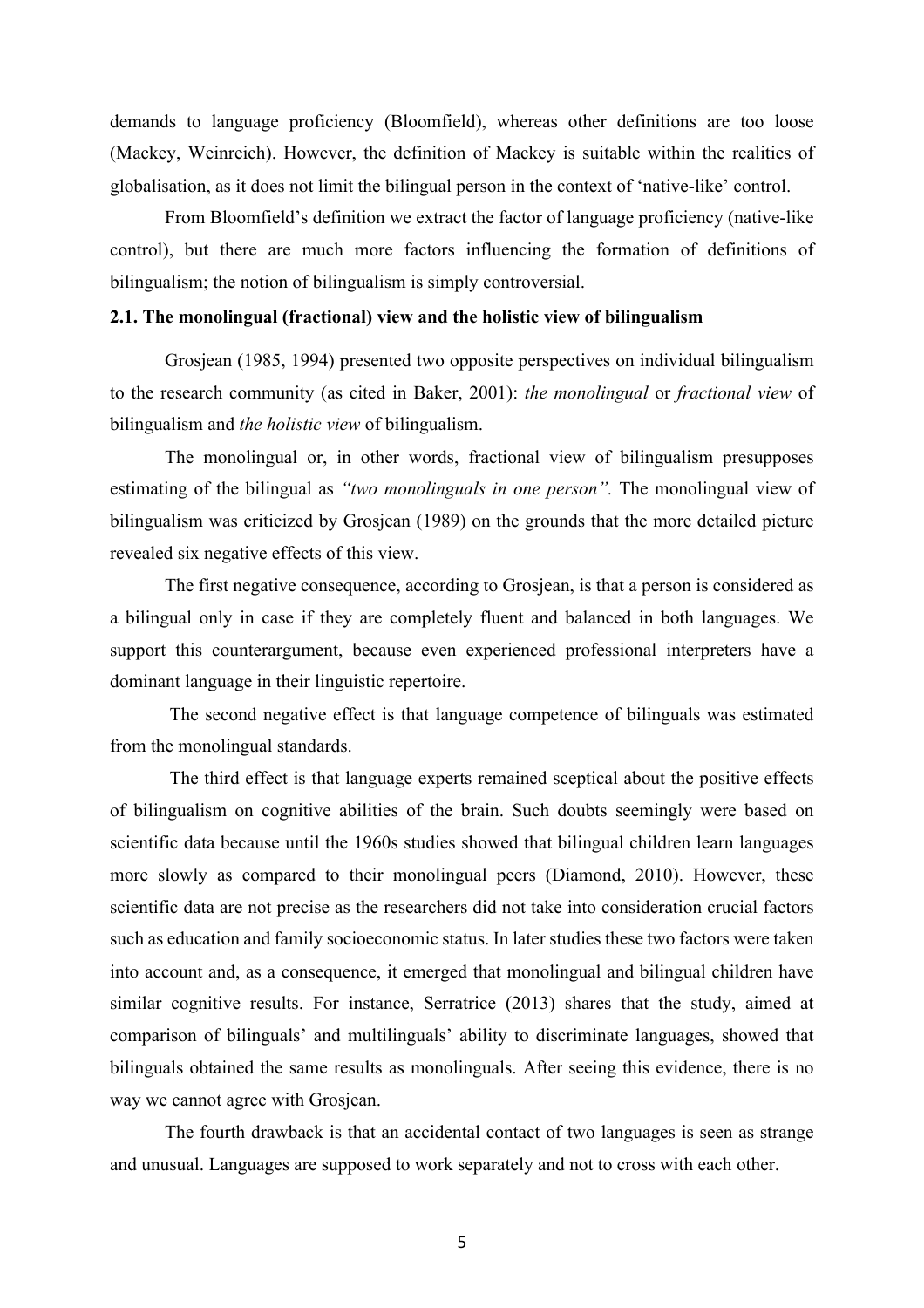demands to language proficiency (Bloomfield), whereas other definitions are too loose (Mackey, Weinreich). However, the definition of Mackey is suitable within the realities of globalisation, as it does not limit the bilingual person in the context of 'native-like' control.

From Bloomfield's definition we extract the factor of language proficiency (native-like control), but there are much more factors influencing the formation of definitions of bilingualism; the notion of bilingualism is simply controversial.

### 2.1. The monolingual (fractional) view and the holistic view of bilingualism

Grosjean (1985, 1994) presented two opposite perspectives on individual bilingualism to the research community (as cited in Baker, 2001): *the monolingual* or *fractional view* of bilingualism and *the holistic view* of bilingualism.

The monolingual or, in other words, fractional view of bilingualism presupposes estimating of the bilingual as *"two monolinguals in one person".* The monolingual view of bilingualism was criticized by Grosjean (1989) on the grounds that the more detailed picture revealed six negative effects of this view.

The first negative consequence, according to Grosjean, is that a person is considered as a bilingual only in case if they are completely fluent and balanced in both languages. We support this counterargument, because even experienced professional interpreters have a dominant language in their linguistic repertoire.

The second negative effect is that language competence of bilinguals was estimated from the monolingual standards.

The third effect is that language experts remained sceptical about the positive effects of bilingualism on cognitive abilities of the brain. Such doubts seemingly were based on scientific data because until the 1960s studies showed that bilingual children learn languages more slowly as compared to their monolingual peers (Diamond, 2010). However, these scientific data are not precise as the researchers did not take into consideration crucial factors such as education and family socioeconomic status. In later studies these two factors were taken into account and, as a consequence, it emerged that monolingual and bilingual children have similar cognitive results. For instance, Serratrice (2013) shares that the study, aimed at comparison of bilinguals' and multilinguals' ability to discriminate languages, showed that bilinguals obtained the same results as monolinguals. After seeing this evidence, there is no way we cannot agree with Grosjean.

The fourth drawback is that an accidental contact of two languages is seen as strange and unusual. Languages are supposed to work separately and not to cross with each other.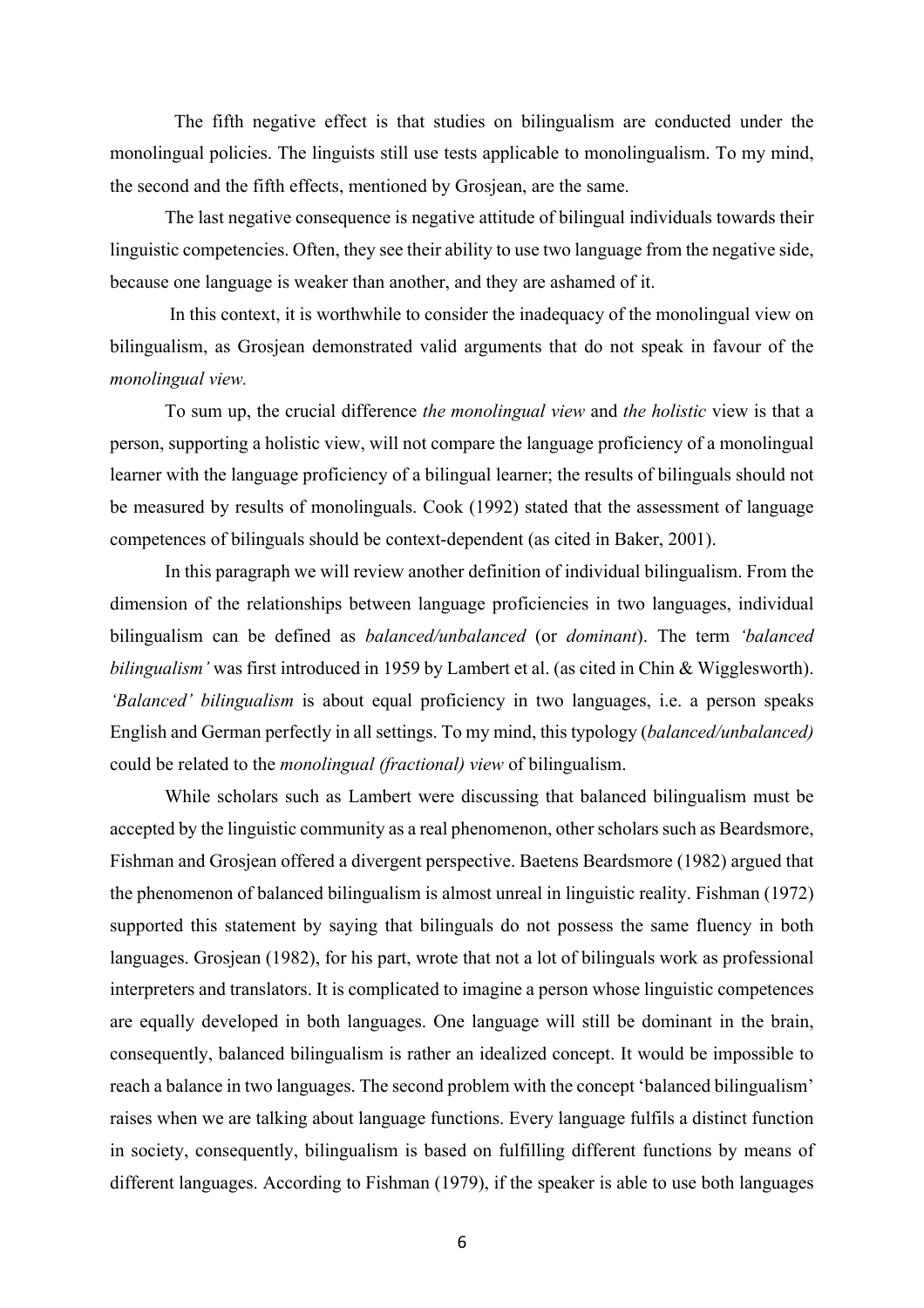The fifth negative effect is that studies on bilingualism are conducted under the monolingual policies. The linguists still use tests applicable to monolingualism. To my mind, the second and the fifth effects, mentioned by Grosjean, are the same.

The last negative consequence is negative attitude of bilingual individuals towards their linguistic competencies. Often, they see their ability to use two language from the negative side, because one language is weaker than another, and they are ashamed of it.

In this context, it is worthwhile to consider the inadequacy of the monolingual view on bilingualism, as Grosjean demonstrated valid arguments that do not speak in favour of the *monolingual view.*

To sum up, the crucial difference *the monolingual view* and *the holistic* view is that a person, supporting a holistic view, will not compare the language proficiency of a monolingual learner with the language proficiency of a bilingual learner; the results of bilinguals should not be measured by results of monolinguals. Cook (1992) stated that the assessment of language competences of bilinguals should be context-dependent (as cited in Baker, 2001).

In this paragraph we will review another definition of individual bilingualism. From the dimension of the relationships between language proficiencies in two languages, individual bilingualism can be defined as *balanced/unbalanced* (or *dominant*). The term *'balanced bilingualism'* was first introduced in 1959 by Lambert et al. (as cited in Chin & Wigglesworth). *'Balanced' bilingualism* is about equal proficiency in two languages, i.e. a person speaks English and German perfectly in all settings. To my mind, this typology (*balanced/unbalanced)* could be related to the *monolingual (fractional) view* of bilingualism.

While scholars such as Lambert were discussing that balanced bilingualism must be accepted by the linguistic community as a real phenomenon, other scholars such as Beardsmore, Fishman and Grosjean offered a divergent perspective. Baetens Beardsmore (1982) argued that the phenomenon of balanced bilingualism is almost unreal in linguistic reality. Fishman (1972) supported this statement by saying that bilinguals do not possess the same fluency in both languages. Grosjean (1982), for his part, wrote that not a lot of bilinguals work as professional interpreters and translators. It is complicated to imagine a person whose linguistic competences are equally developed in both languages. One language will still be dominant in the brain, consequently, balanced bilingualism is rather an idealized concept. It would be impossible to reach a balance in two languages. The second problem with the concept 'balanced bilingualism' raises when we are talking about language functions. Every language fulfils a distinct function in society, consequently, bilingualism is based on fulfilling different functions by means of different languages. According to Fishman (1979), if the speaker is able to use both languages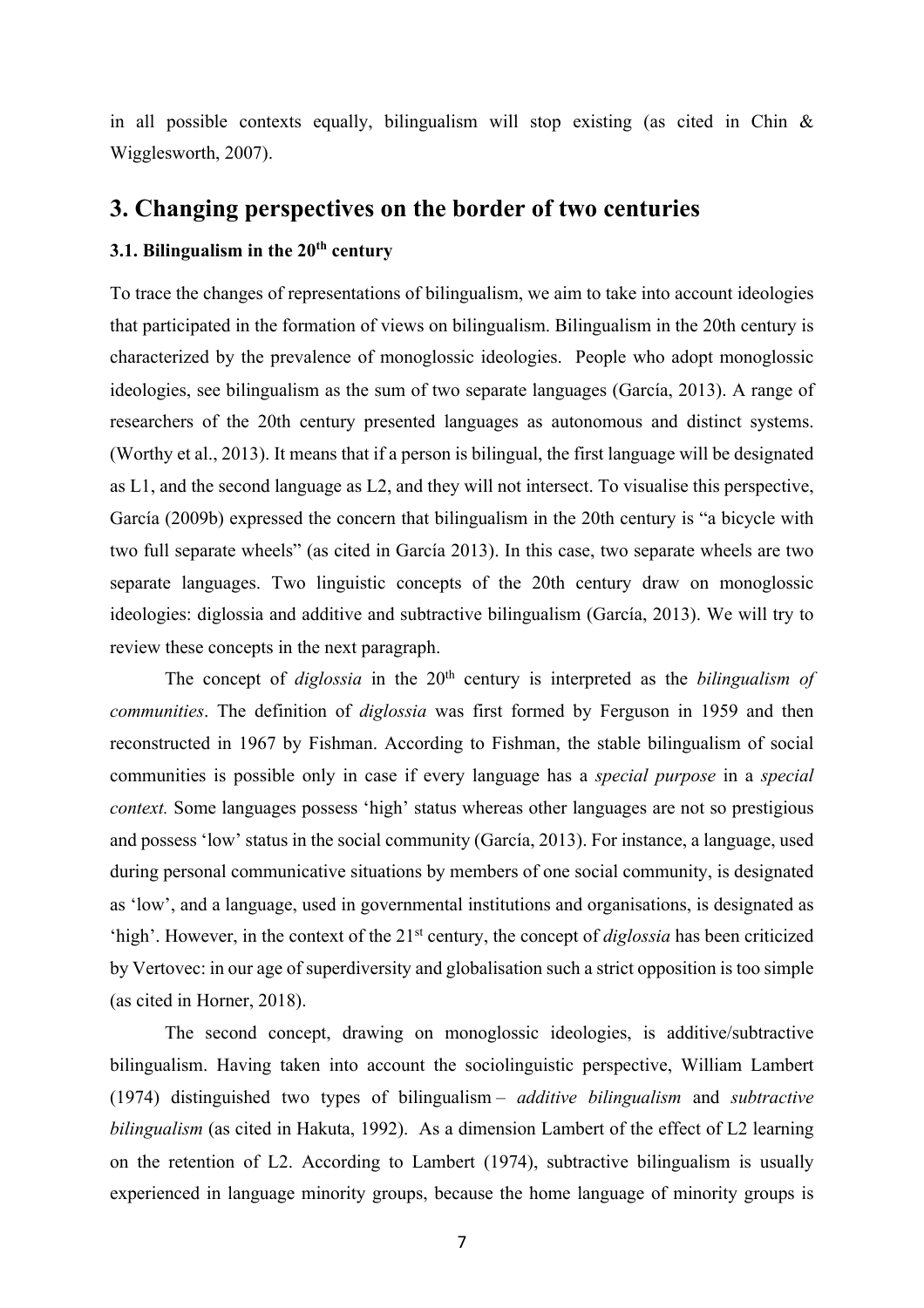in all possible contexts equally, bilingualism will stop existing (as cited in Chin & Wigglesworth, 2007).

## 3. Changing perspectives on the border of two centuries

### 3.1. Bilingualism in the 20th century

To trace the changes of representations of bilingualism, we aim to take into account ideologies that participated in the formation of views on bilingualism. Bilingualism in the 20th century is characterized by the prevalence of monoglossic ideologies. People who adopt monoglossic ideologies, see bilingualism as the sum of two separate languages (García, 2013). A range of researchers of the 20th century presented languages as autonomous and distinct systems. (Worthy et al., 2013). It means that if a person is bilingual, the first language will be designated as L1, and the second language as L2, and they will not intersect. To visualise this perspective, García (2009b) expressed the concern that bilingualism in the 20th century is "a bicycle with two full separate wheels" (as cited in García 2013). In this case, two separate wheels are two separate languages. Two linguistic concepts of the 20th century draw on monoglossic ideologies: diglossia and additive and subtractive bilingualism (García, 2013). We will try to review these concepts in the next paragraph.

The concept of *diglossia* in the 20th century is interpreted as the *bilingualism of communities*. The definition of *diglossia* was first formed by Ferguson in 1959 and then reconstructed in 1967 by Fishman. According to Fishman, the stable bilingualism of social communities is possible only in case if every language has a *special purpose* in a *special context.* Some languages possess 'high' status whereas other languages are not so prestigious and possess 'low' status in the social community (García, 2013). For instance, a language, used during personal communicative situations by members of one social community, is designated as 'low', and a language, used in governmental institutions and organisations, is designated as 'high'. However, in the context of the 21st century, the concept of *diglossia* has been criticized by Vertovec: in our age of superdiversity and globalisation such a strict opposition is too simple (as cited in Horner, 2018).

The second concept, drawing on monoglossic ideologies, is additive/subtractive bilingualism. Having taken into account the sociolinguistic perspective, William Lambert (1974) distinguished two types of bilingualism – *additive bilingualism* and *subtractive bilingualism* (as cited in Hakuta, 1992). As a dimension Lambert of the effect of L2 learning on the retention of L2. According to Lambert (1974), subtractive bilingualism is usually experienced in language minority groups, because the home language of minority groups is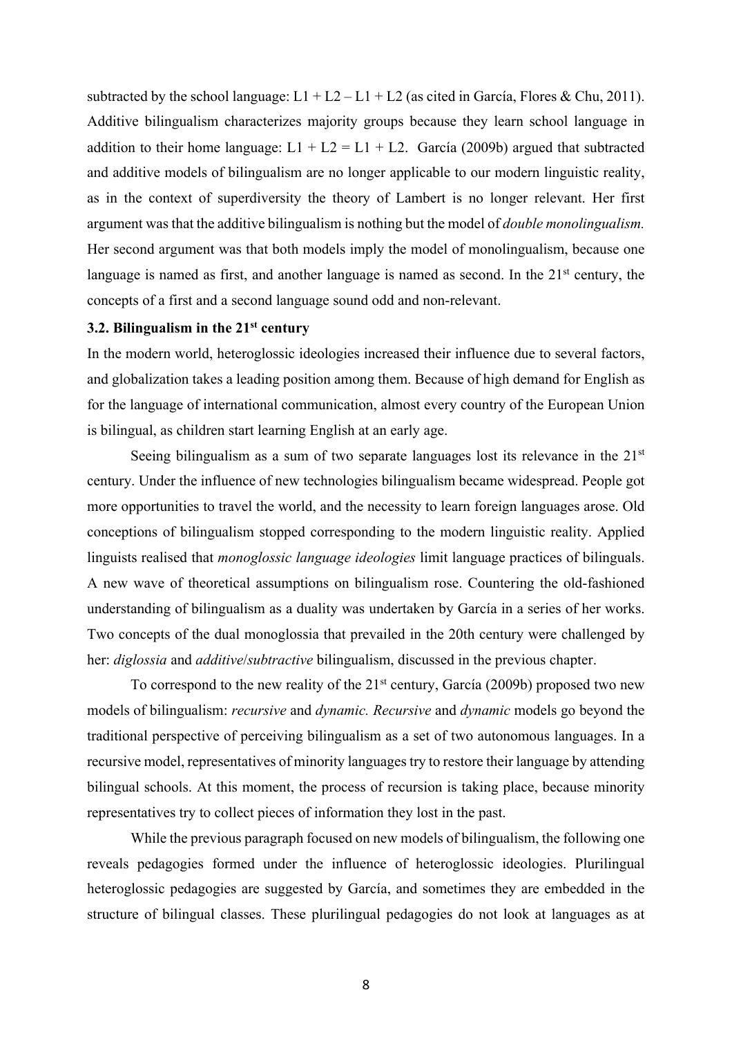subtracted by the school language: $L1 + L2 – L1 + L2$ (as cited in García, Flores & Chu, 2011). Additive bilingualism characterizes majority groups because they learn school language in addition to their home language: $L1 + L2 = L1 + L2$. García (2009b) argued that subtracted and additive models of bilingualism are no longer applicable to our modern linguistic reality, as in the context of superdiversity the theory of Lambert is no longer relevant. Her first argument was that the additive bilingualism is nothing but the model of *double monolingualism.* Her second argument was that both models imply the model of monolingualism, because one language is named as first, and another language is named as second. In the 21st century, the concepts of a first and a second language sound odd and non-relevant.

### 3.2. Bilingualism in the 21st century

In the modern world, heteroglossic ideologies increased their influence due to several factors, and globalization takes a leading position among them. Because of high demand for English as for the language of international communication, almost every country of the European Union is bilingual, as children start learning English at an early age.

Seeing bilingualism as a sum of two separate languages lost its relevance in the 21st century. Under the influence of new technologies bilingualism became widespread. People got more opportunities to travel the world, and the necessity to learn foreign languages arose. Old conceptions of bilingualism stopped corresponding to the modern linguistic reality. Applied linguists realised that *monoglossic language ideologies* limit language practices of bilinguals. A new wave of theoretical assumptions on bilingualism rose. Countering the old-fashioned understanding of bilingualism as a duality was undertaken by García in a series of her works. Two concepts of the dual monoglossia that prevailed in the 20th century were challenged by her: *diglossia* and *additive*/*subtractive* bilingualism, discussed in the previous chapter.

To correspond to the new reality of the 21st century, García (2009b) proposed two new models of bilingualism: *recursive* and *dynamic. Recursive* and *dynamic* models go beyond the traditional perspective of perceiving bilingualism as a set of two autonomous languages. In a recursive model, representatives of minority languages try to restore their language by attending bilingual schools. At this moment, the process of recursion is taking place, because minority representatives try to collect pieces of information they lost in the past.

While the previous paragraph focused on new models of bilingualism, the following one reveals pedagogies formed under the influence of heteroglossic ideologies. Plurilingual heteroglossic pedagogies are suggested by García, and sometimes they are embedded in the structure of bilingual classes. These plurilingual pedagogies do not look at languages as at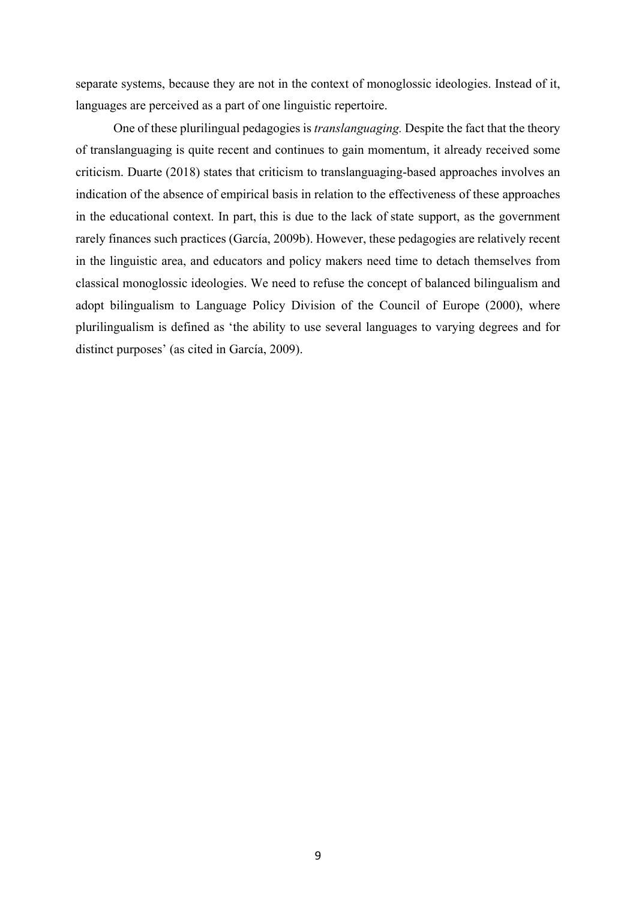separate systems, because they are not in the context of monoglossic ideologies. Instead of it, languages are perceived as a part of one linguistic repertoire.

One of these plurilingual pedagogies is *translanguaging.* Despite the fact that the theory of translanguaging is quite recent and continues to gain momentum, it already received some criticism. Duarte (2018) states that criticism to translanguaging-based approaches involves an indication of the absence of empirical basis in relation to the effectiveness of these approaches in the educational context. In part, this is due to the lack of state support, as the government rarely finances such practices (García, 2009b). However, these pedagogies are relatively recent in the linguistic area, and educators and policy makers need time to detach themselves from classical monoglossic ideologies. We need to refuse the concept of balanced bilingualism and adopt bilingualism to Language Policy Division of the Council of Europe (2000), where plurilingualism is defined as 'the ability to use several languages to varying degrees and for distinct purposes' (as cited in García, 2009).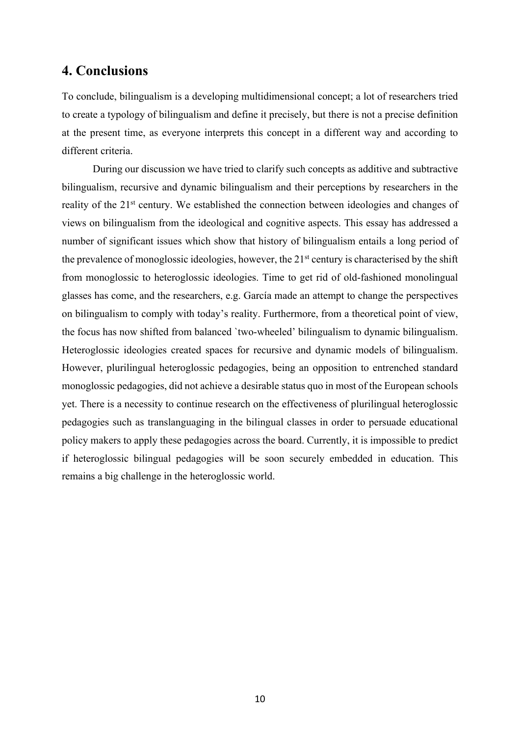## 4. Conclusions

To conclude, bilingualism is a developing multidimensional concept; a lot of researchers tried to create a typology of bilingualism and define it precisely, but there is not a precise definition at the present time, as everyone interprets this concept in a different way and according to different criteria.

During our discussion we have tried to clarify such concepts as additive and subtractive bilingualism, recursive and dynamic bilingualism and their perceptions by researchers in the reality of the 21st century. We established the connection between ideologies and changes of views on bilingualism from the ideological and cognitive aspects. This essay has addressed a number of significant issues which show that history of bilingualism entails a long period of the prevalence of monoglossic ideologies, however, the 21st century is characterised by the shift from monoglossic to heteroglossic ideologies. Time to get rid of old-fashioned monolingual glasses has come, and the researchers, e.g. García made an attempt to change the perspectives on bilingualism to comply with today's reality. Furthermore, from a theoretical point of view, the focus has now shifted from balanced `two-wheeled' bilingualism to dynamic bilingualism. Heteroglossic ideologies created spaces for recursive and dynamic models of bilingualism. However, plurilingual heteroglossic pedagogies, being an opposition to entrenched standard monoglossic pedagogies, did not achieve a desirable status quo in most of the European schools yet. There is a necessity to continue research on the effectiveness of plurilingual heteroglossic pedagogies such as translanguaging in the bilingual classes in order to persuade educational policy makers to apply these pedagogies across the board. Currently, it is impossible to predict if heteroglossic bilingual pedagogies will be soon securely embedded in education. This remains a big challenge in the heteroglossic world.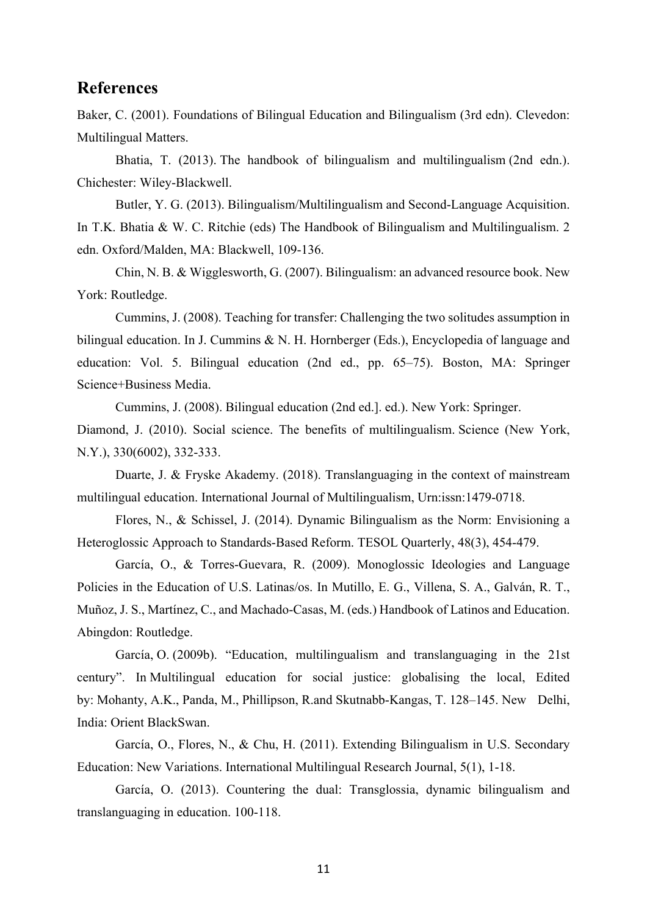## References

Baker, C. (2001). Foundations of Bilingual Education and Bilingualism (3rd edn). Clevedon: Multilingual Matters.

Bhatia, T. (2013). The handbook of bilingualism and multilingualism (2nd edn.). Chichester: Wiley-Blackwell.

Butler, Y. G. (2013). Bilingualism/Multilingualism and Second-Language Acquisition. In T.K. Bhatia & W. C. Ritchie (eds) The Handbook of Bilingualism and Multilingualism. 2 edn. Oxford/Malden, MA: Blackwell, 109-136.

Chin, N. B. & Wigglesworth, G. (2007). Bilingualism: an advanced resource book. New York: Routledge.

Cummins, J. (2008). Teaching for transfer: Challenging the two solitudes assumption in bilingual education. In J. Cummins & N. H. Hornberger (Eds.), Encyclopedia of language and education: Vol. 5. Bilingual education (2nd ed., pp. 65–75). Boston, MA: Springer Science+Business Media.

Cummins, J. (2008). Bilingual education (2nd ed.]. ed.). New York: Springer.

Diamond, J. (2010). Social science. The benefits of multilingualism. Science (New York, N.Y.), 330(6002), 332-333.

Duarte, J. & Fryske Akademy. (2018). Translanguaging in the context of mainstream multilingual education. International Journal of Multilingualism, Urn:issn:1479-0718.

Flores, N., & Schissel, J. (2014). Dynamic Bilingualism as the Norm: Envisioning a Heteroglossic Approach to Standards-Based Reform. TESOL Quarterly, 48(3), 454-479.

García, O., & Torres-Guevara, R. (2009). Monoglossic Ideologies and Language Policies in the Education of U.S. Latinas/os. In Mutillo, E. G., Villena, S. A., Galván, R. T., Muñoz, J. S., Martínez, C., and Machado-Casas, M. (eds.) Handbook of Latinos and Education. Abingdon: Routledge.

García, O. (2009b). "Education, multilingualism and translanguaging in the 21st century". In Multilingual education for social justice: globalising the local, Edited by: Mohanty, A.K., Panda, M., Phillipson, R.and Skutnabb-Kangas, T. 128–145. New Delhi, India: Orient BlackSwan.

García, O., Flores, N., & Chu, H. (2011). Extending Bilingualism in U.S. Secondary Education: New Variations. International Multilingual Research Journal, 5(1), 1-18.

García, O. (2013). Countering the dual: Transglossia, dynamic bilingualism and translanguaging in education. 100-118.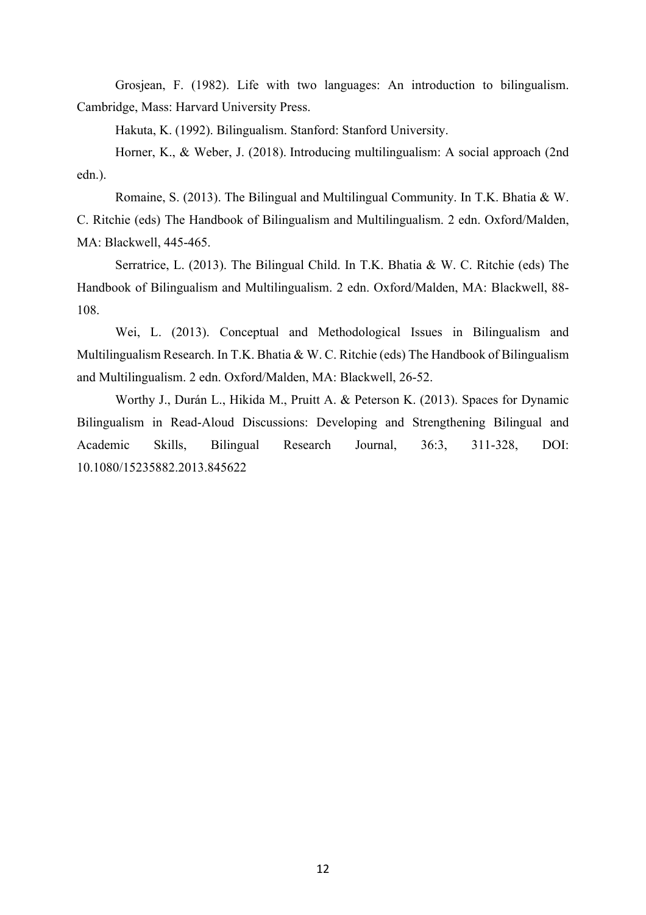Grosjean, F. (1982). Life with two languages: An introduction to bilingualism. Cambridge, Mass: Harvard University Press.

Hakuta, K. (1992). Bilingualism. Stanford: Stanford University.

Horner, K., & Weber, J. (2018). Introducing multilingualism: A social approach (2nd edn.).

Romaine, S. (2013). The Bilingual and Multilingual Community. In T.K. Bhatia & W. C. Ritchie (eds) The Handbook of Bilingualism and Multilingualism. 2 edn. Oxford/Malden, MA: Blackwell, 445-465.

Serratrice, L. (2013). The Bilingual Child. In T.K. Bhatia & W. C. Ritchie (eds) The Handbook of Bilingualism and Multilingualism. 2 edn. Oxford/Malden, MA: Blackwell, 88-108.

Wei, L. (2013). Conceptual and Methodological Issues in Bilingualism and Multilingualism Research. In T.K. Bhatia & W. C. Ritchie (eds) The Handbook of Bilingualism and Multilingualism. 2 edn. Oxford/Malden, MA: Blackwell, 26-52.

Worthy J., Durán L., Hikida M., Pruitt A. & Peterson K. (2013). Spaces for Dynamic Bilingualism in Read-Aloud Discussions: Developing and Strengthening Bilingual and Academic Skills, Bilingual Research Journal, 36:3, 311-328, DOI: 10.1080/15235882.2013.845622